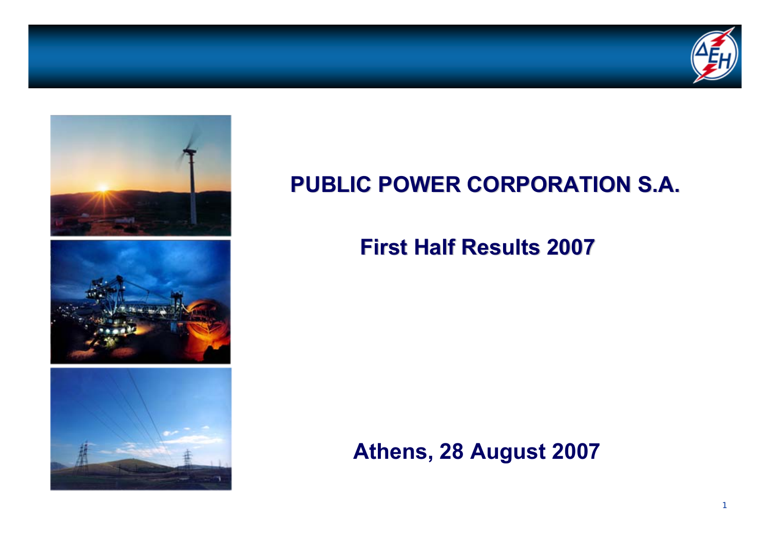# PUBLIC POWER CORPORATION S.A.

## First Half Results 2007

**Athens, 28 August 2007**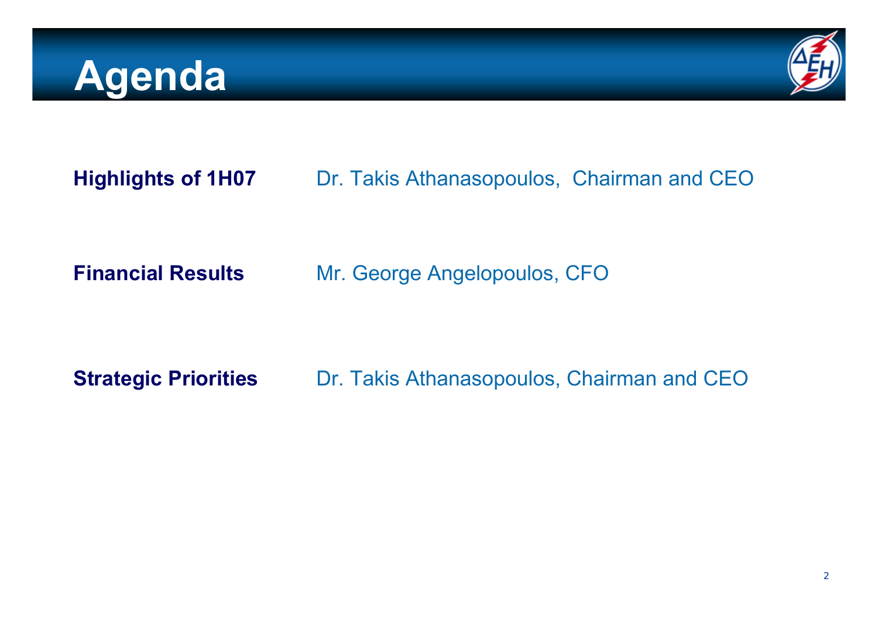# Agenda

**Highlights of 1H07** Dr. Takis Athanasopoulos, Chairman and CEO

**Financial Results** Mr. George Angelopoulos, CFO

**Strategic Priorities** Dr. Takis Athanasopoulos, Chairman and CEO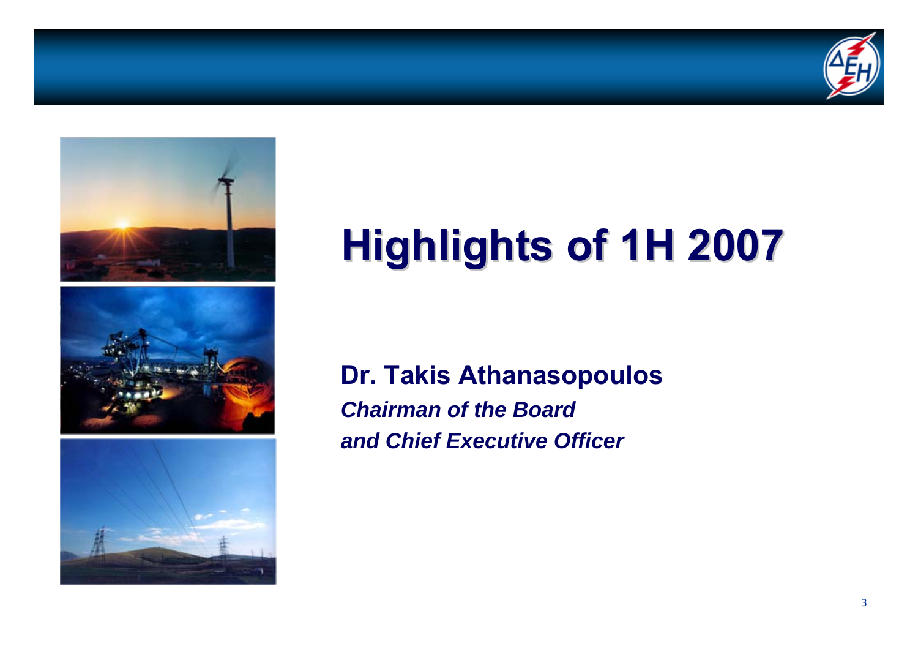# Highlights of 1H 2007

**Dr. Takis Athanasopoulos**

***Chairman of the Board***

***and Chief Executive Officer***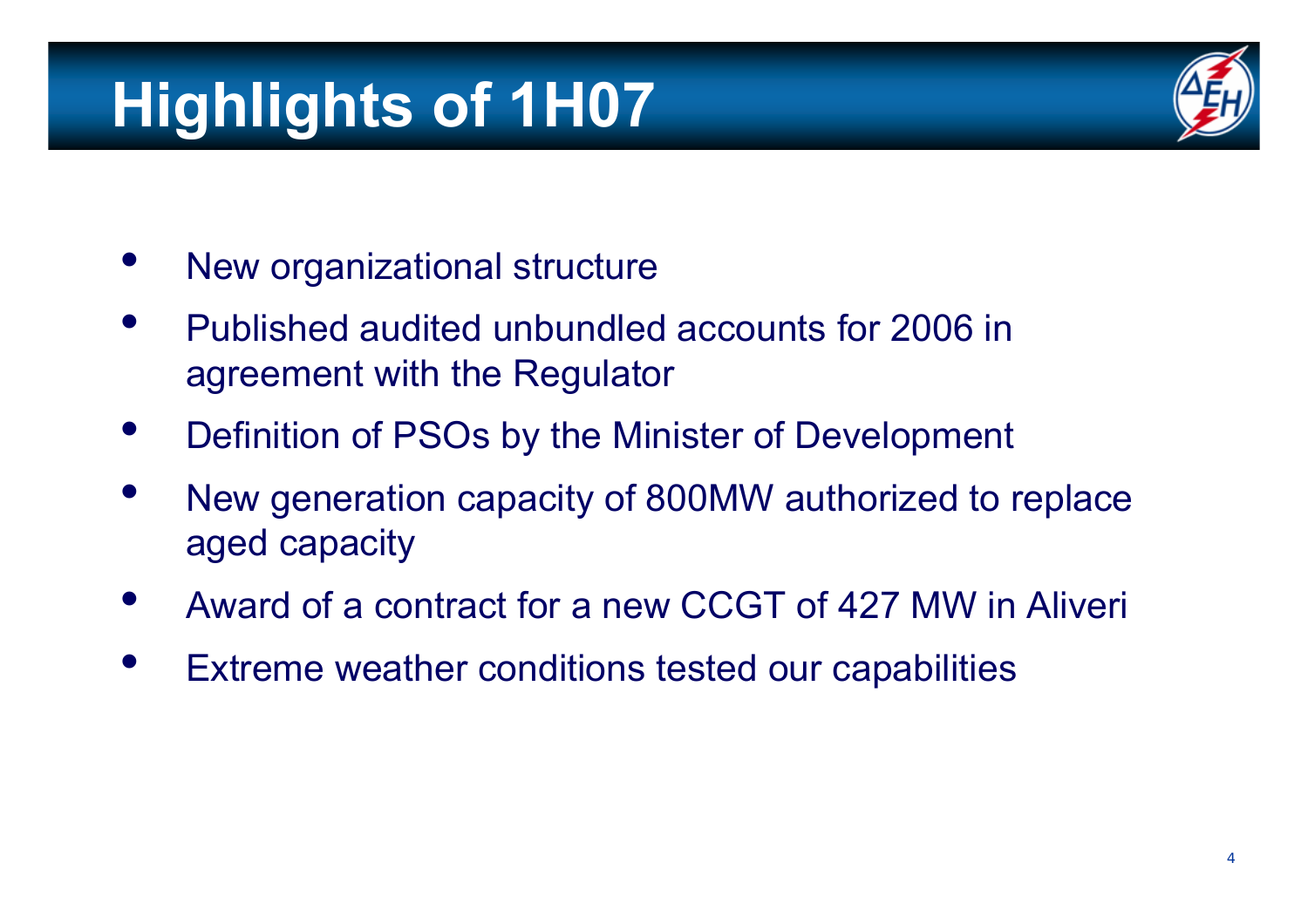# Highlights of 1H07

- New organizational structure
- Published audited unbundled accounts for 2006 in agreement with the Regulator
- Definition of PSOs by the Minister of Development
- New generation capacity of 800MW authorized to replace aged capacity
- Award of a contract for a new CCGT of 427 MW in Aliveri
- Extreme weather conditions tested our capabilities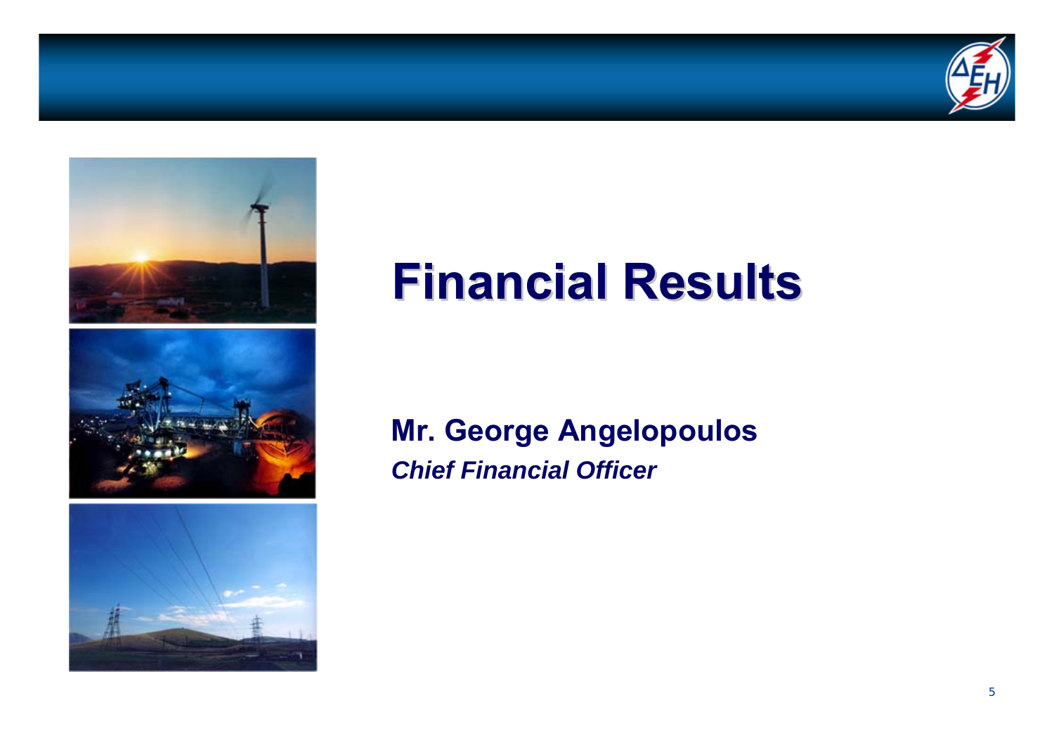# Financial Results

**Mr. George Angelopoulos**

***Chief Financial Officer***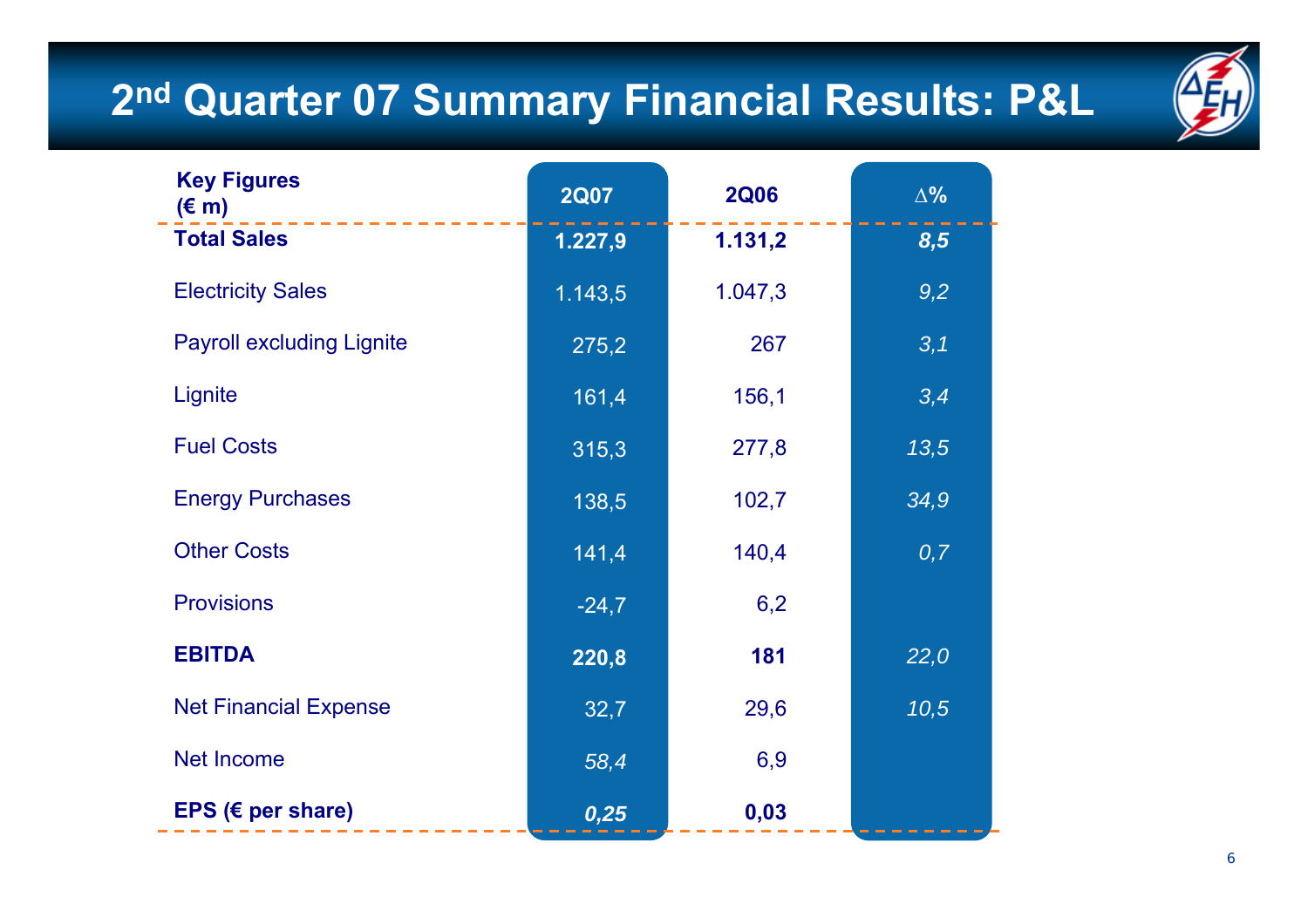# 2nd Quarter 07 Summary Financial Results: P&L

| Key Figures (€ m) | 2Q07 | 2Q06 | Δ% |
|---|---|---|---|
| **Total Sales** | **1.227,9** | **1.131,2** | ***8,5*** |
| Electricity Sales | 1.143,5 | 1.047,3 | *9,2* |
| Payroll excluding Lignite | 275,2 | 267 | *3,1* |
| Lignite | 161,4 | 156,1 | *3,4* |
| Fuel Costs | 315,3 | 277,8 | *13,5* |
| Energy Purchases | 138,5 | 102,7 | *34,9* |
| Other Costs | 141,4 | 140,4 | *0,7* |
| Provisions | -24,7 | 6,2 | |
| **EBITDA** | **220,8** | **181** | *22,0* |
| Net Financial Expense | 32,7 | 29,6 | *10,5* |
| Net Income | *58,4* | 6,9 | |
| **EPS (€ per share)** | ***0,25*** | **0,03** | |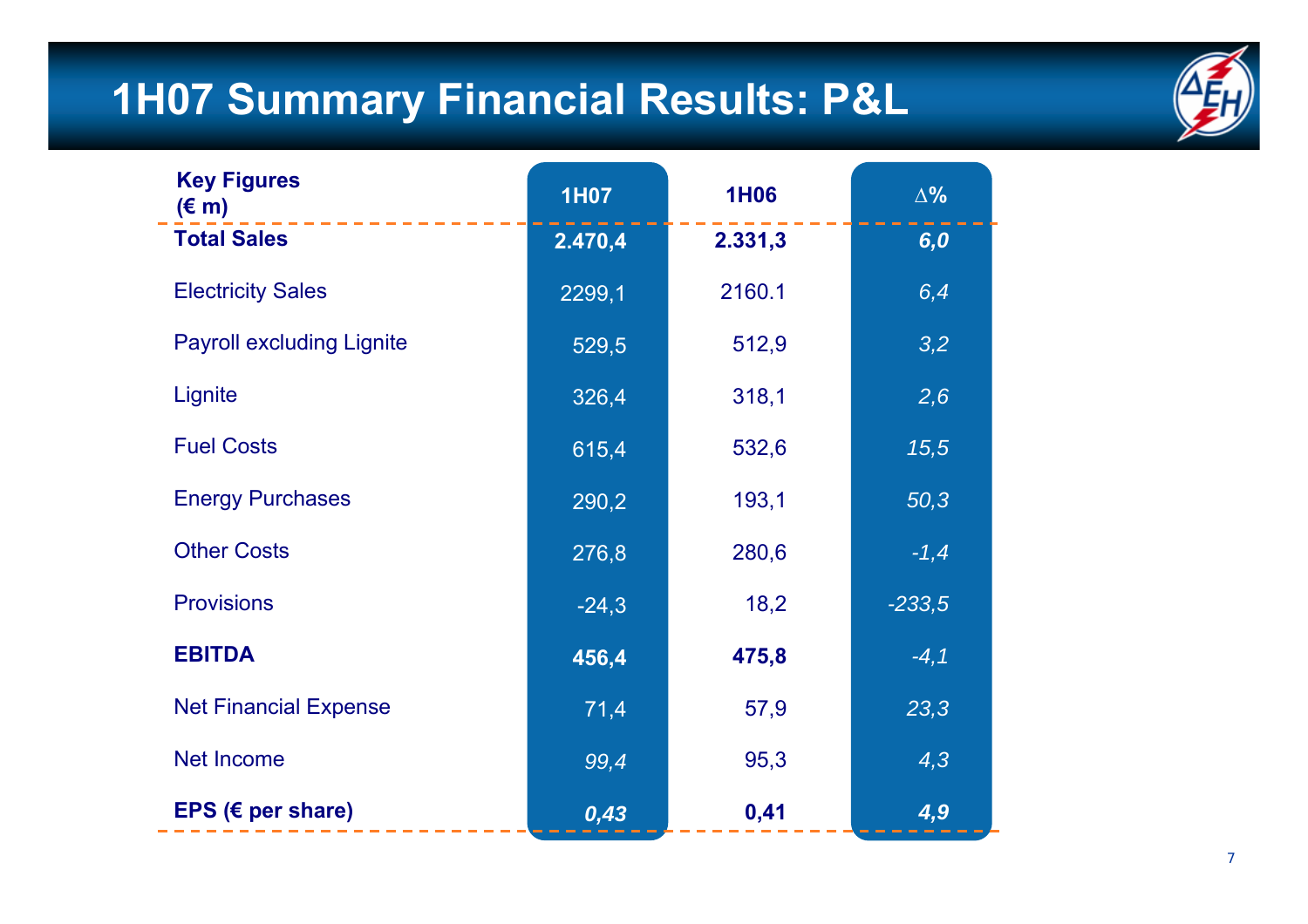# 1H07 Summary Financial Results: P&L

| Key Figures (€ m) | 1H07 | 1H06 | ∆% |
|---|---|---|---|
| **Total Sales** | **2.470,4** | **2.331,3** | ***6,0*** |
| Electricity Sales | 2299,1 | 2160.1 | *6,4* |
| Payroll excluding Lignite | 529,5 | 512,9 | *3,2* |
| Lignite | 326,4 | 318,1 | *2,6* |
| Fuel Costs | 615,4 | 532,6 | *15,5* |
| Energy Purchases | 290,2 | 193,1 | *50,3* |
| Other Costs | 276,8 | 280,6 | *-1,4* |
| Provisions | -24,3 | 18,2 | *-233,5* |
| **EBITDA** | **456,4** | **475,8** | *-4,1* |
| Net Financial Expense | 71,4 | 57,9 | *23,3* |
| Net Income | *99,4* | 95,3 | *4,3* |
| **EPS (€ per share)** | ***0,43*** | **0,41** | ***4,9*** |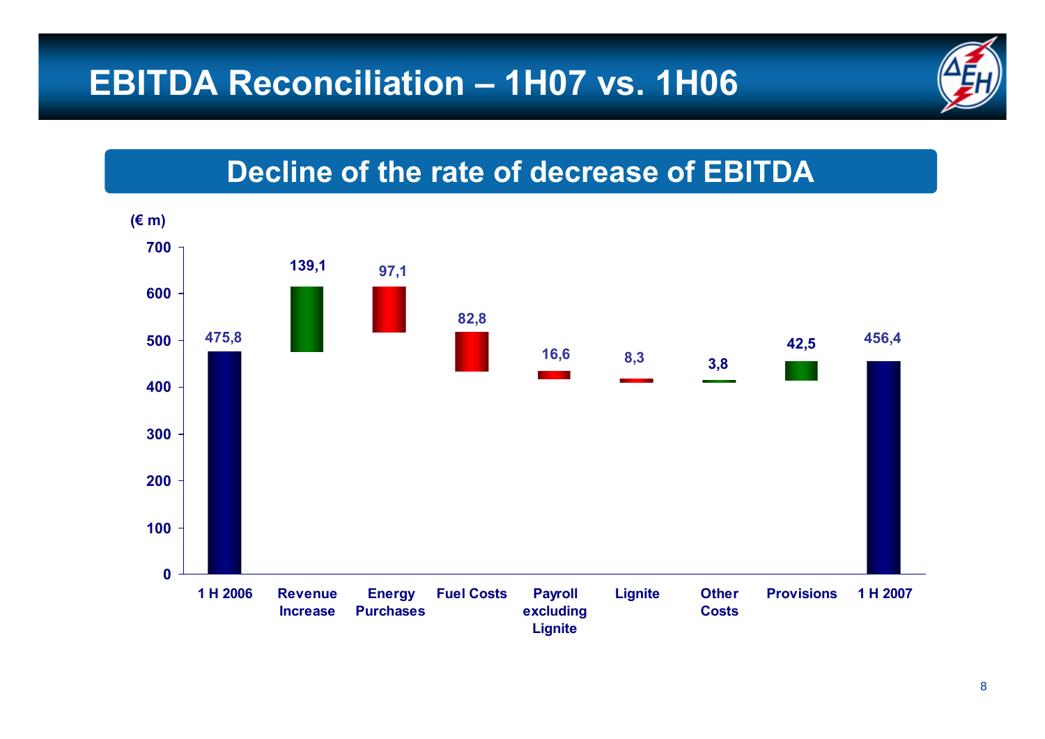# EBITDA Reconciliation – 1H07 vs. 1H06

## Decline of the rate of decrease of EBITDA

(€ m)

| Item | Value |
|---|---|
| 1 H 2006 | 475,8 |
| Revenue Increase | 139,1 |
| Energy Purchases | 97,1 |
| Fuel Costs | 82,8 |
| Payroll excluding Lignite | 16,6 |
| Lignite | 8,3 |
| Other Costs | 3,8 |
| Provisions | 42,5 |
| 1 H 2007 | 456,4 |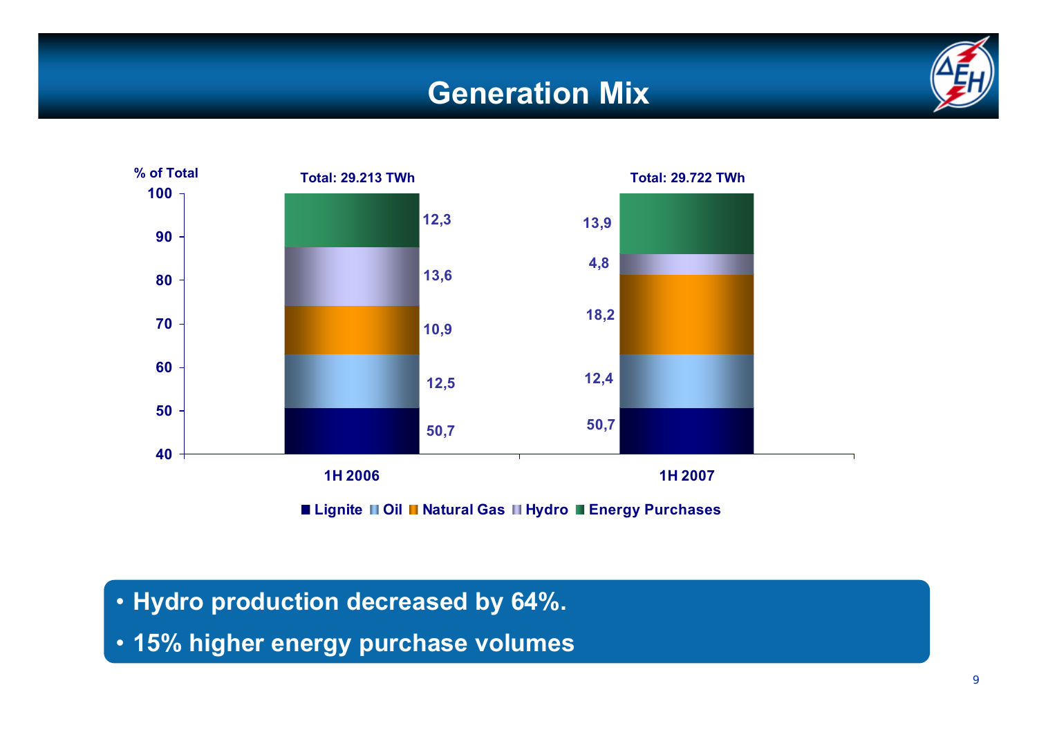# Generation Mix

% of Total

| | 1H 2006 (Total: 29.213 TWh) | 1H 2007 (Total: 29.722 TWh) |
|---|---|---|
| Lignite | 50,7 | 50,7 |
| Oil | 12,5 | 12,4 |
| Natural Gas | 10,9 | 18,2 |
| Hydro | 13,6 | 4,8 |
| Energy Purchases | 12,3 | 13,9 |

- Hydro production decreased by 64%.
- 15% higher energy purchase volumes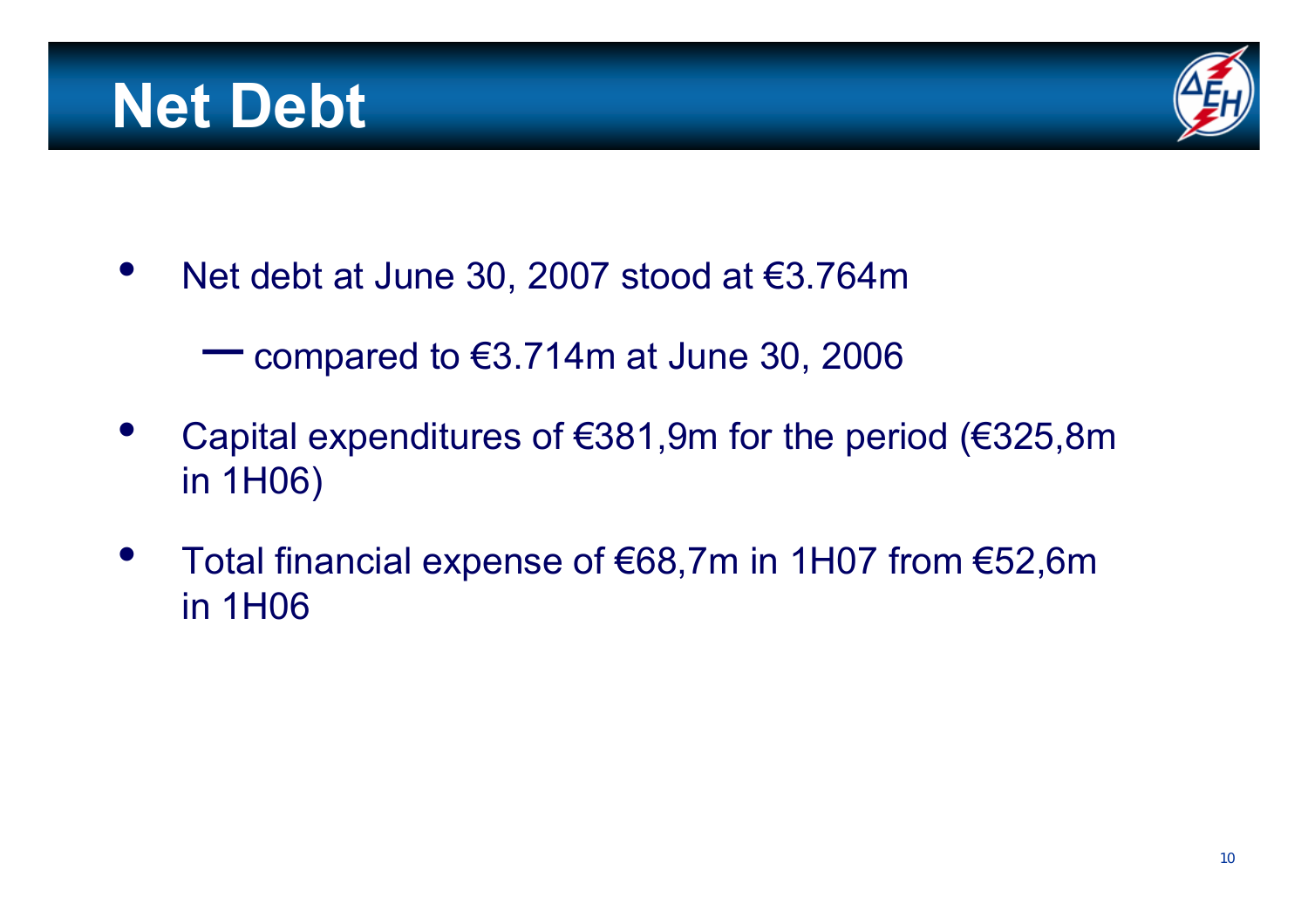# Net Debt

- Net debt at June 30, 2007 stood at €3.764m
  - compared to €3.714m at June 30, 2006
- Capital expenditures of €381,9m for the period (€325,8m in 1H06)
- Total financial expense of €68,7m in 1H07 from €52,6m in 1H06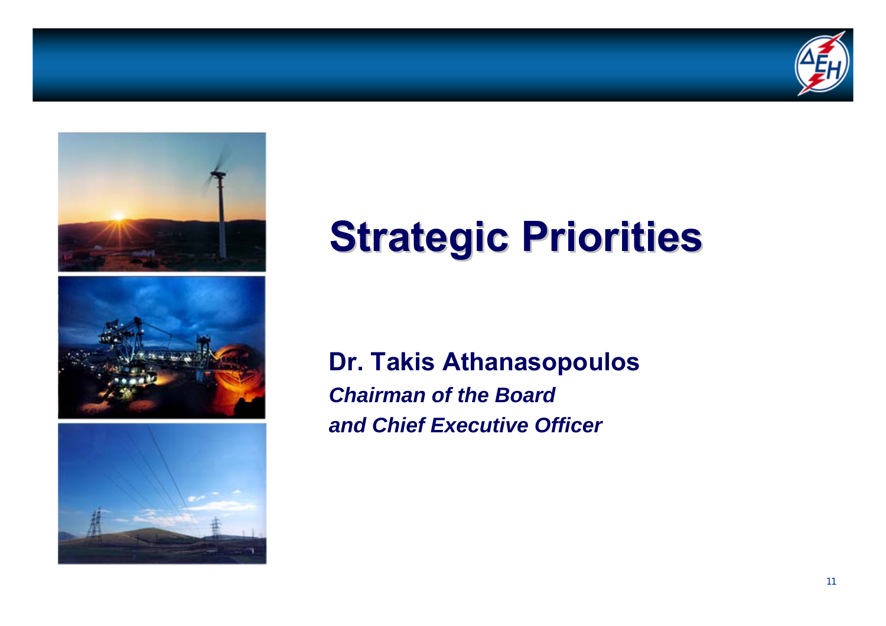# Strategic Priorities

**Dr. Takis Athanasopoulos**

***Chairman of the Board***

***and Chief Executive Officer***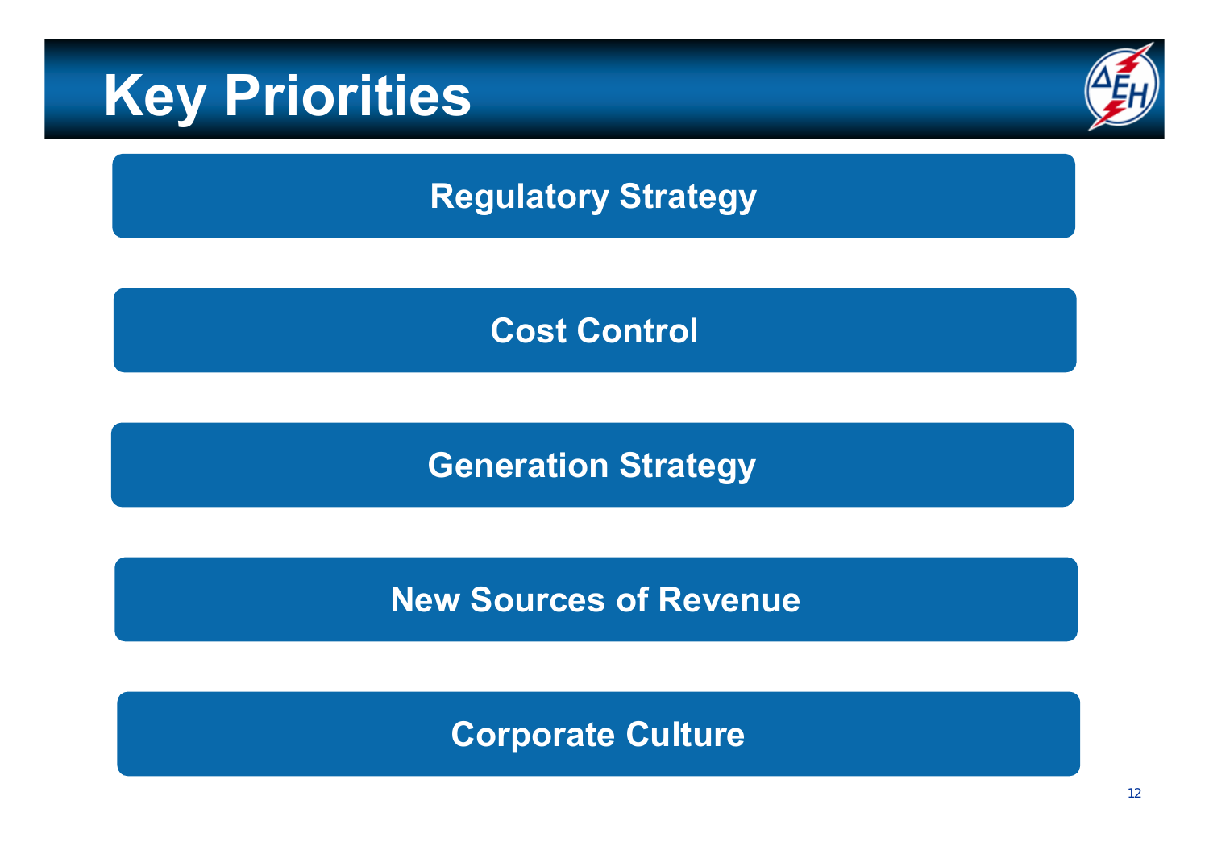# Key Priorities

- **Regulatory Strategy**
- **Cost Control**
- **Generation Strategy**
- **New Sources of Revenue**
- **Corporate Culture**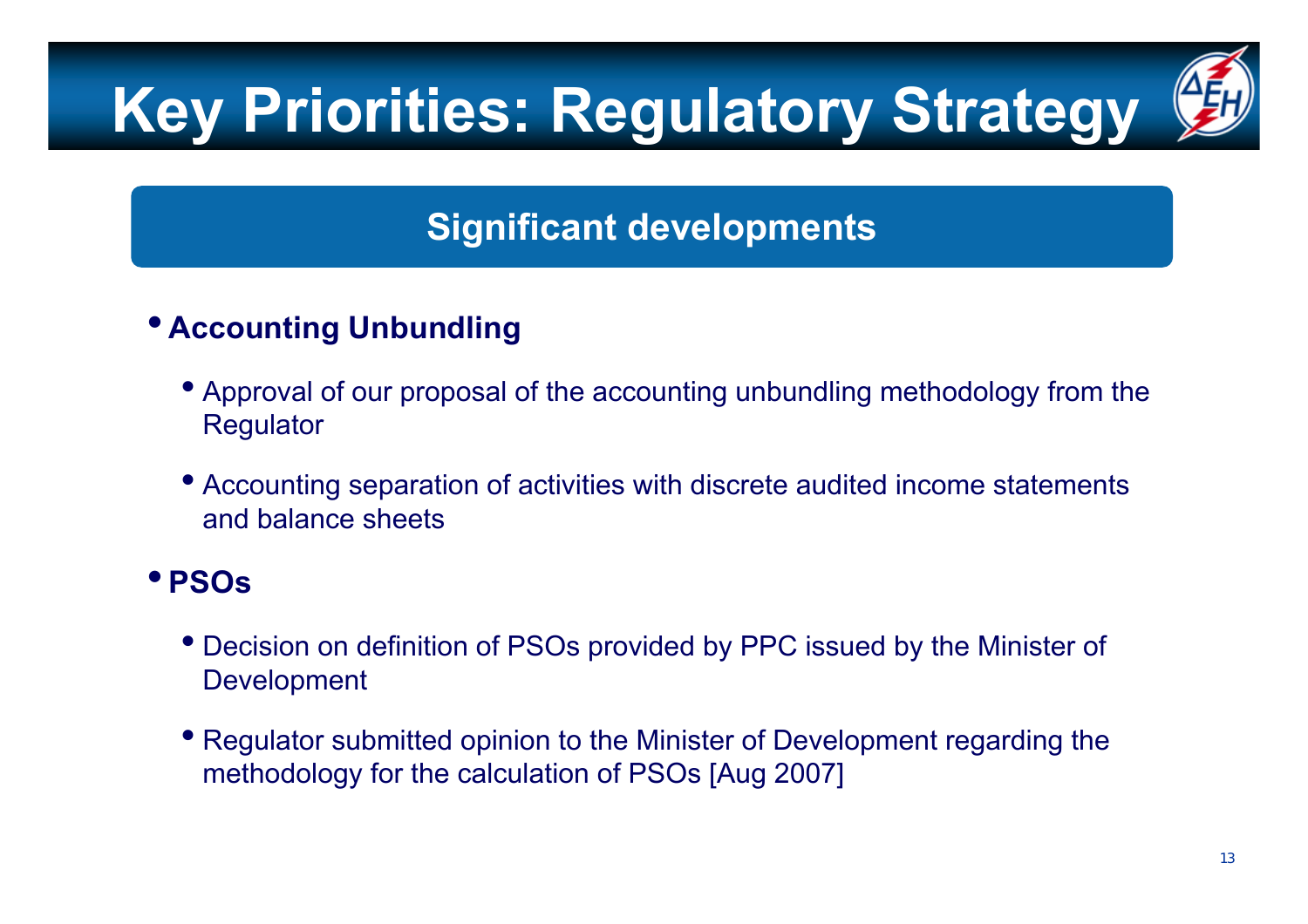# Key Priorities: Regulatory Strategy

## Significant developments

- **Accounting Unbundling**
  - Approval of our proposal of the accounting unbundling methodology from the Regulator
  - Accounting separation of activities with discrete audited income statements and balance sheets
- **PSOs**
  - Decision on definition of PSOs provided by PPC issued by the Minister of Development
  - Regulator submitted opinion to the Minister of Development regarding the methodology for the calculation of PSOs [Aug 2007]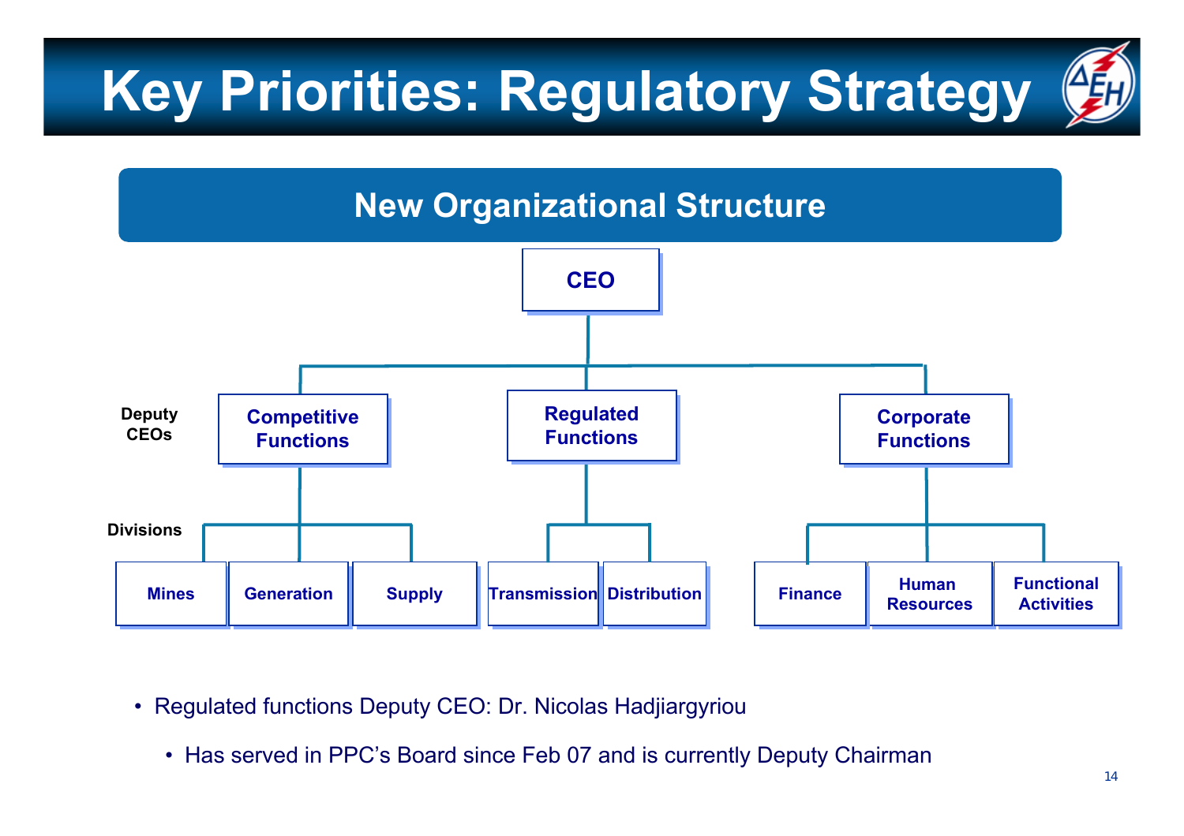# Key Priorities: Regulatory Strategy

## New Organizational Structure

- **CEO**
  - **Deputy CEOs**
    - **Competitive Functions**
      - Divisions: Mines, Generation, Supply
    - **Regulated Functions**
      - Divisions: Transmission, Distribution
    - **Corporate Functions**
      - Divisions: Finance, Human Resources, Functional Activities

- Regulated functions Deputy CEO: Dr. Nicolas Hadjiargyriou
  - Has served in PPC's Board since Feb 07 and is currently Deputy Chairman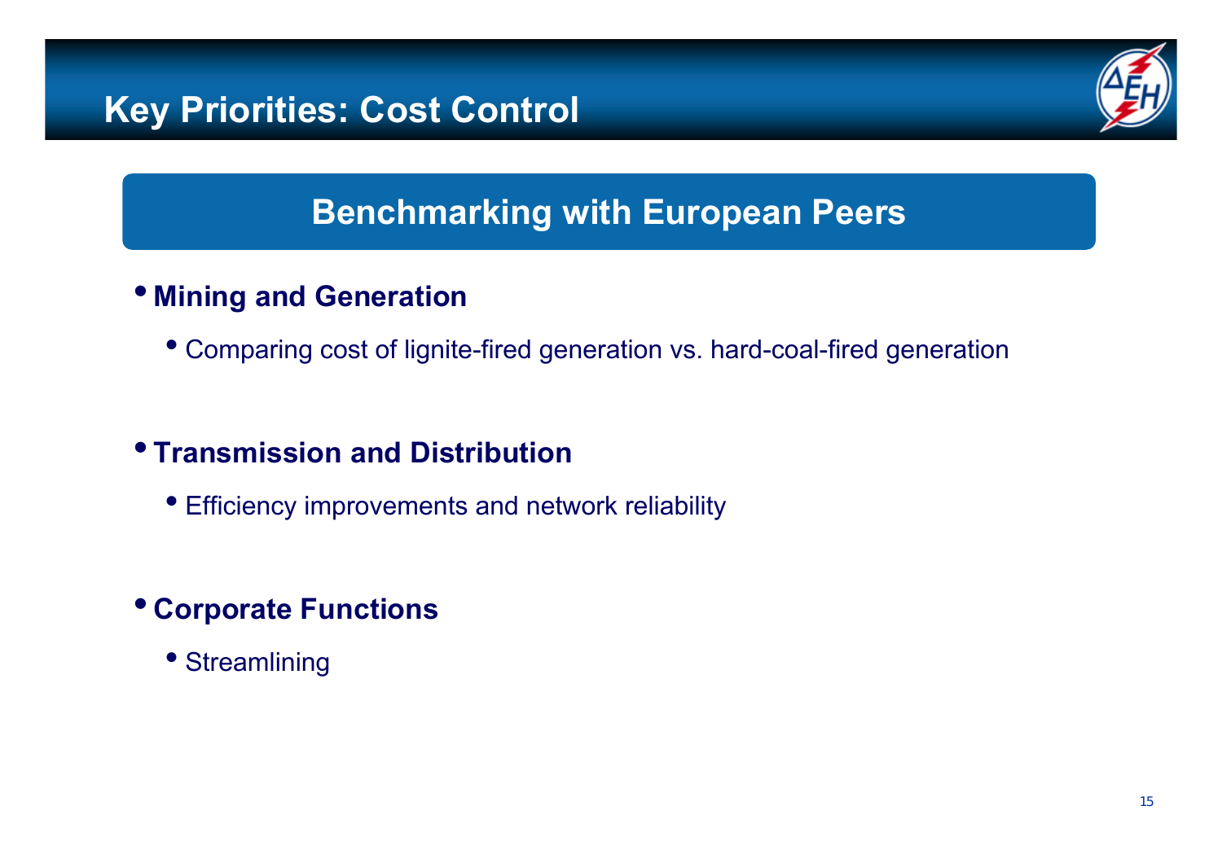# Key Priorities: Cost Control

## Benchmarking with European Peers

- **Mining and Generation**
  - Comparing cost of lignite-fired generation vs. hard-coal-fired generation
- **Transmission and Distribution**
  - Efficiency improvements and network reliability
- **Corporate Functions**
  - Streamlining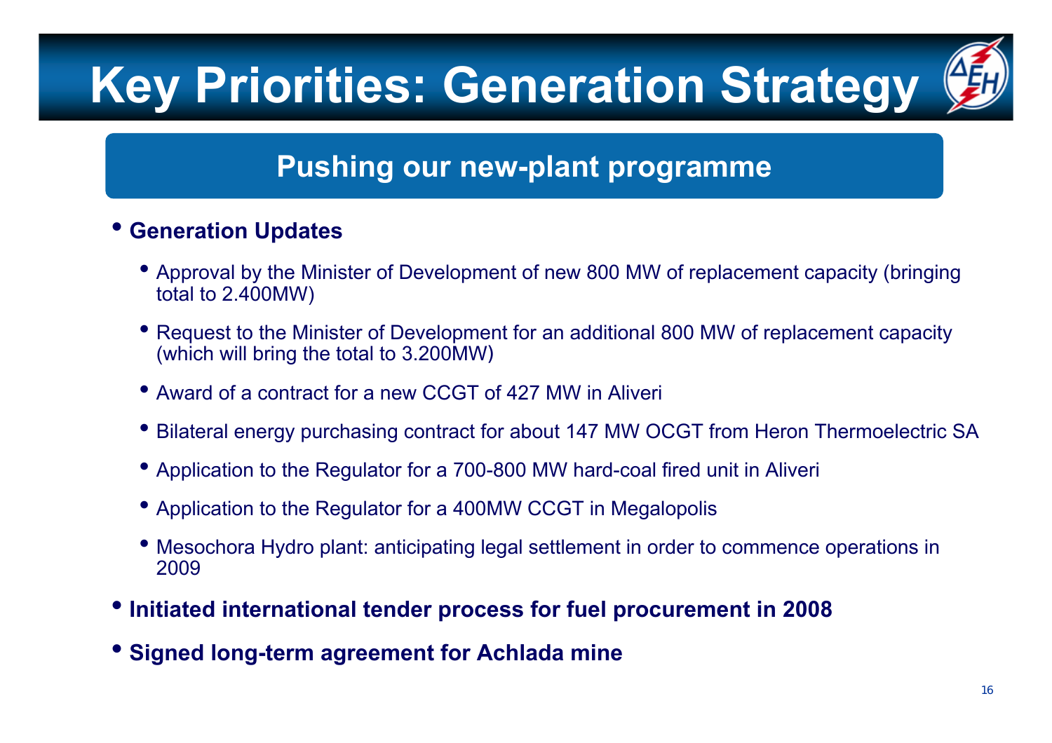# Key Priorities: Generation Strategy

## Pushing our new-plant programme

- **Generation Updates**
  - Approval by the Minister of Development of new 800 MW of replacement capacity (bringing total to 2.400MW)
  - Request to the Minister of Development for an additional 800 MW of replacement capacity (which will bring the total to 3.200MW)
  - Award of a contract for a new CCGT of 427 MW in Aliveri
  - Bilateral energy purchasing contract for about 147 MW OCGT from Heron Thermoelectric SA
  - Application to the Regulator for a 700-800 MW hard-coal fired unit in Aliveri
  - Application to the Regulator for a 400MW CCGT in Megalopolis
  - Mesochora Hydro plant: anticipating legal settlement in order to commence operations in 2009
- **Initiated international tender process for fuel procurement in 2008**
- **Signed long-term agreement for Achlada mine**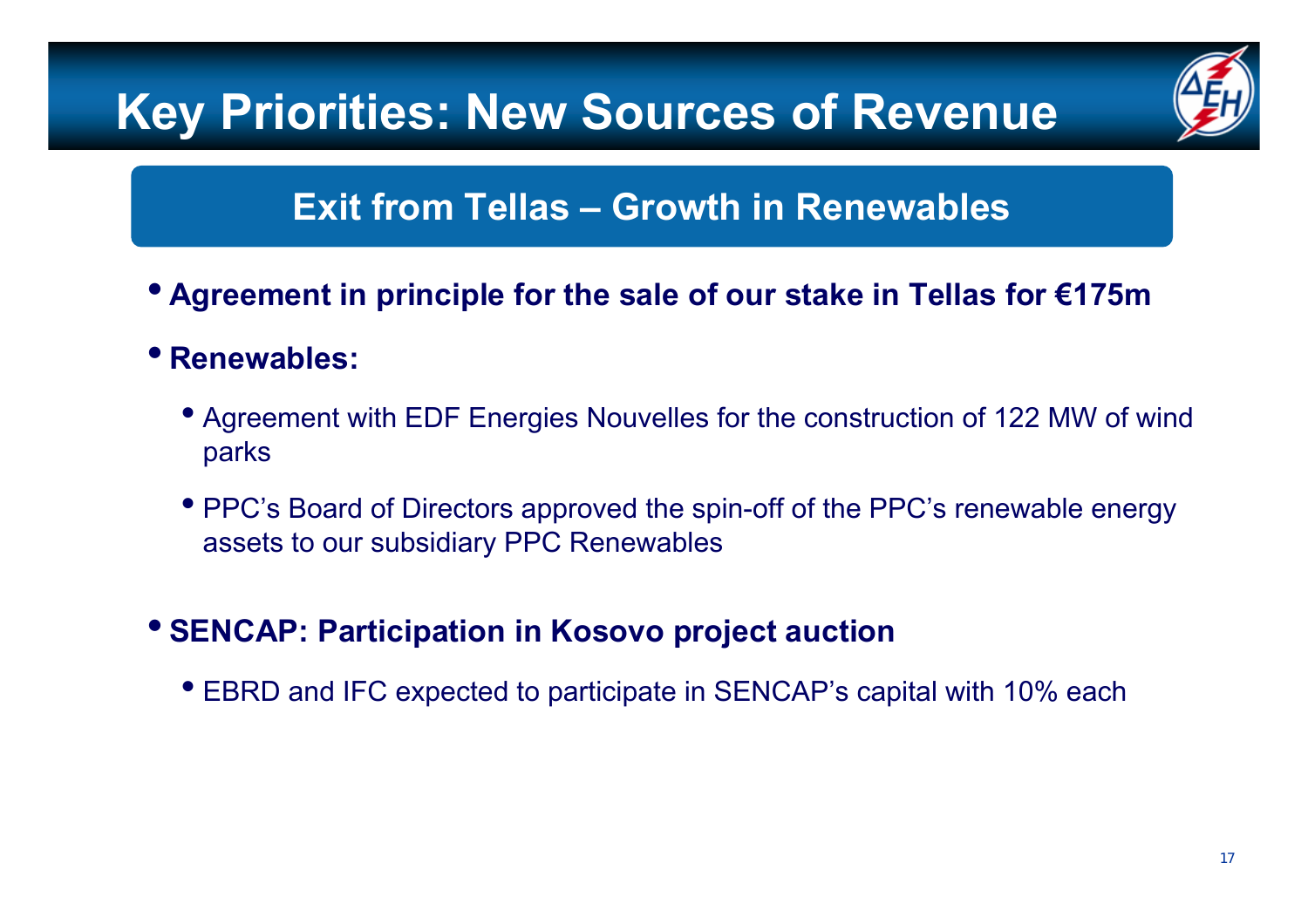# Key Priorities: New Sources of Revenue

## Exit from Tellas – Growth in Renewables

- **Agreement in principle for the sale of our stake in Tellas for €175m**
- **Renewables:**
  - Agreement with EDF Energies Nouvelles for the construction of 122 MW of wind parks
  - PPC's Board of Directors approved the spin-off of the PPC's renewable energy assets to our subsidiary PPC Renewables
- **SENCAP: Participation in Kosovo project auction**
  - EBRD and IFC expected to participate in SENCAP's capital with 10% each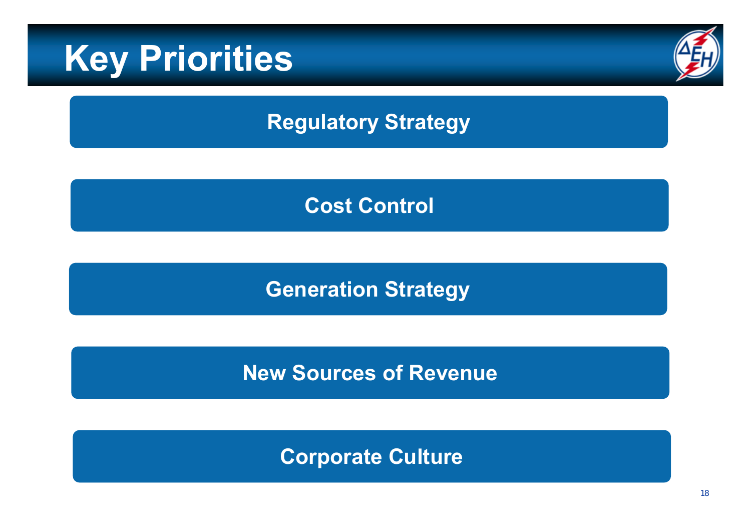# Key Priorities

- Regulatory Strategy
- Cost Control
- Generation Strategy
- New Sources of Revenue
- Corporate Culture